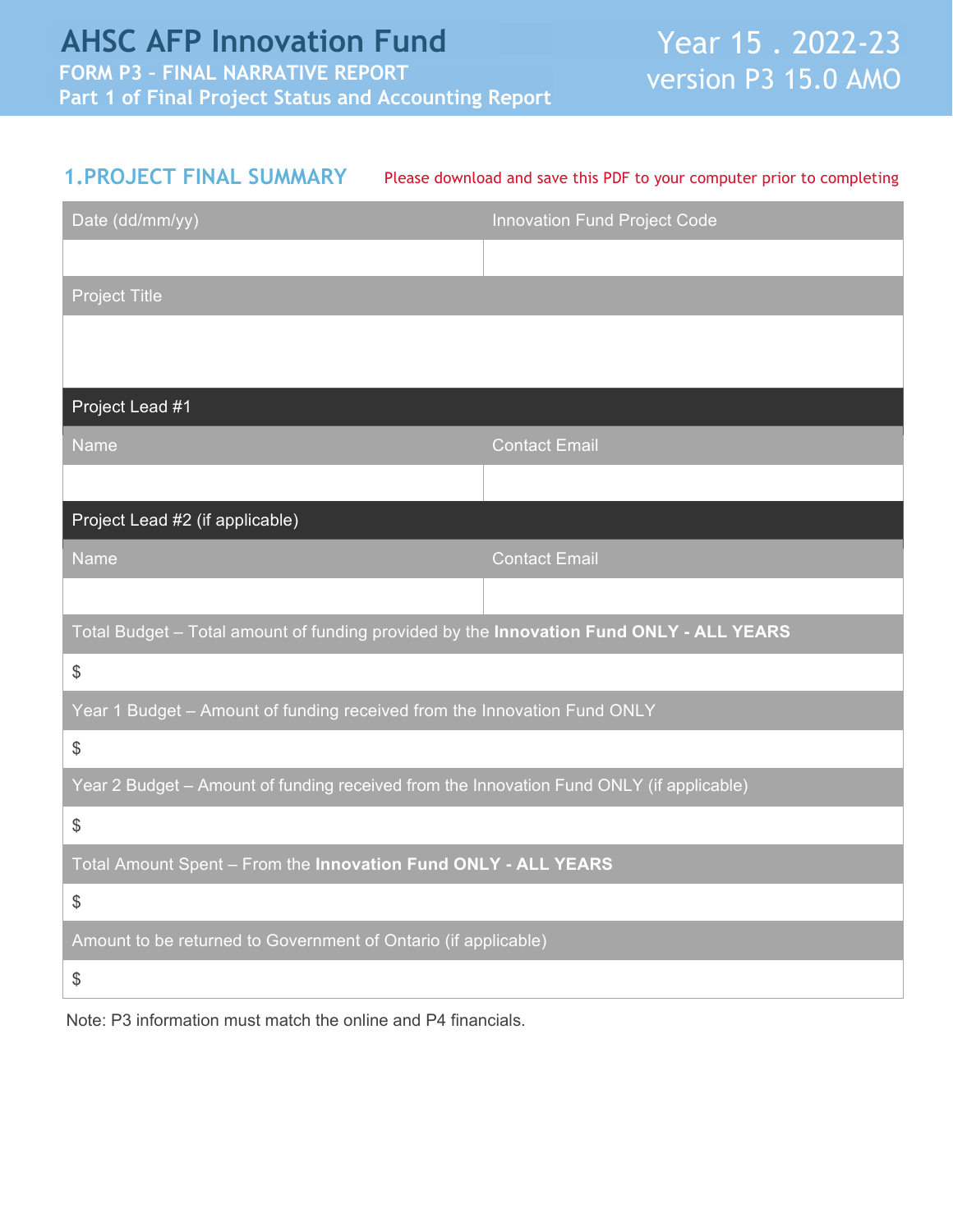# AHSC AFP Innovation Fund

**FORM P3 – FINAL NARRATIVE REPORT**

**Part 1 of Final Project Status and Accounting Report**

Year 15 . 2022-23

version P3 15.0 AMO

## 1. PROJECT FINAL SUMMARY

Please download and save this PDF to your computer prior to completing

| Date (dd/mm/yy) | Innovation Fund Project Code |
| --- | --- |
| | |

| Project Title |
| --- |
| |

**Project Lead #1**

| Name | Contact Email |
| --- | --- |
| | |

**Project Lead #2 (if applicable)**

| Name | Contact Email |
| --- | --- |
| | |

| Total Budget – Total amount of funding provided by the **Innovation Fund ONLY - ALL YEARS** |
| --- |
| $ |
| Year 1 Budget – Amount of funding received from the Innovation Fund ONLY |
| $ |
| Year 2 Budget – Amount of funding received from the Innovation Fund ONLY (if applicable) |
| $ |
| Total Amount Spent – From the **Innovation Fund ONLY - ALL YEARS** |
| $ |
| Amount to be returned to Government of Ontario (if applicable) |
| $ |

Note: P3 information must match the online and P4 financials.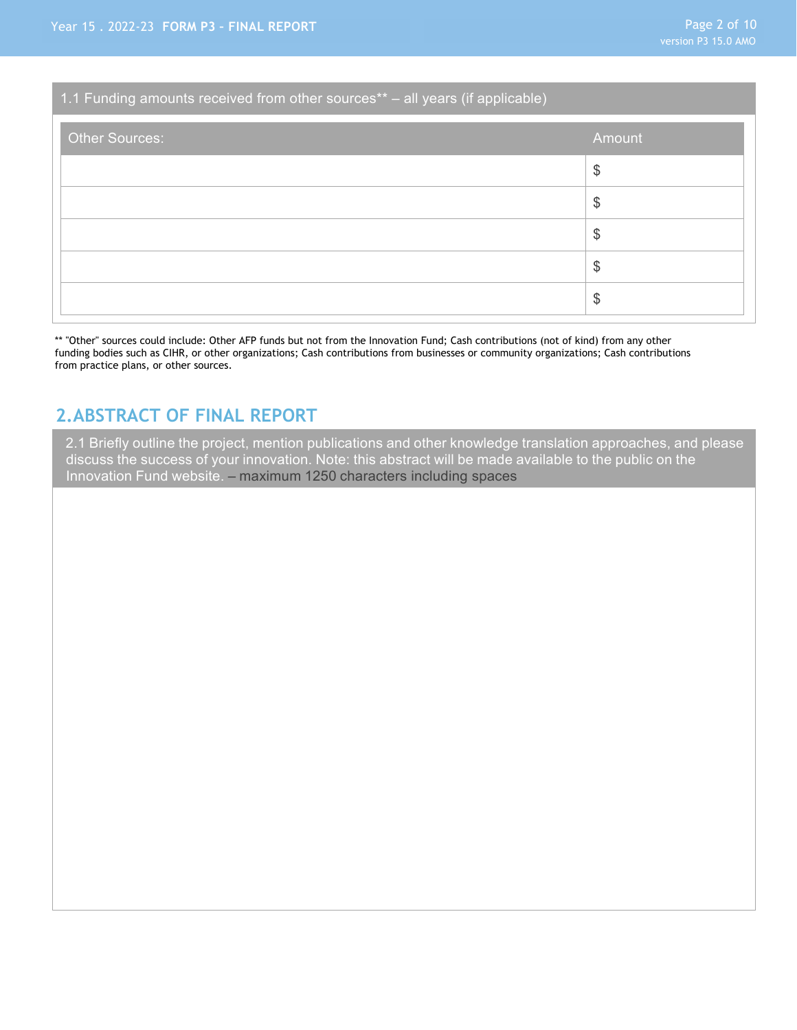### 1.1 Funding amounts received from other sources** – all years (if applicable)

| Other Sources: | Amount |
|---|---|
| | $ |
| | $ |
| | $ |
| | $ |
| | $ |

** "Other" sources could include: Other AFP funds but not from the Innovation Fund; Cash contributions (not of kind) from any other funding bodies such as CIHR, or other organizations; Cash contributions from businesses or community organizations; Cash contributions from practice plans, or other sources.

## 2. ABSTRACT OF FINAL REPORT

### 2.1 Briefly outline the project, mention publications and other knowledge translation approaches, and please discuss the success of your innovation. Note: this abstract will be made available to the public on the Innovation Fund website. – maximum 1250 characters including spaces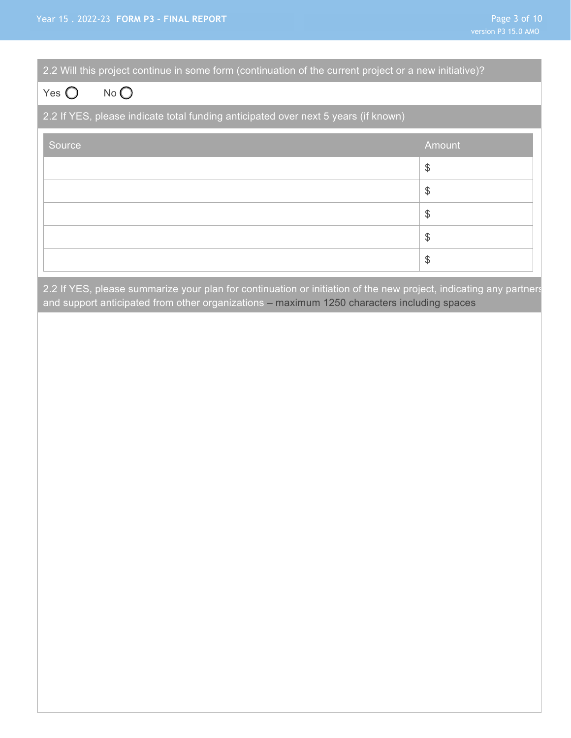2.2 Will this project continue in some form (continuation of the current project or a new initiative)?

Yes ◯ No ◯

2.2 If YES, please indicate total funding anticipated over next 5 years (if known)

| Source | Amount |
| --- | --- |
| | $ |
| | $ |
| | $ |
| | $ |
| | $ |

2.2 If YES, please summarize your plan for continuation or initiation of the new project, indicating any partners and support anticipated from other organizations – maximum 1250 characters including spaces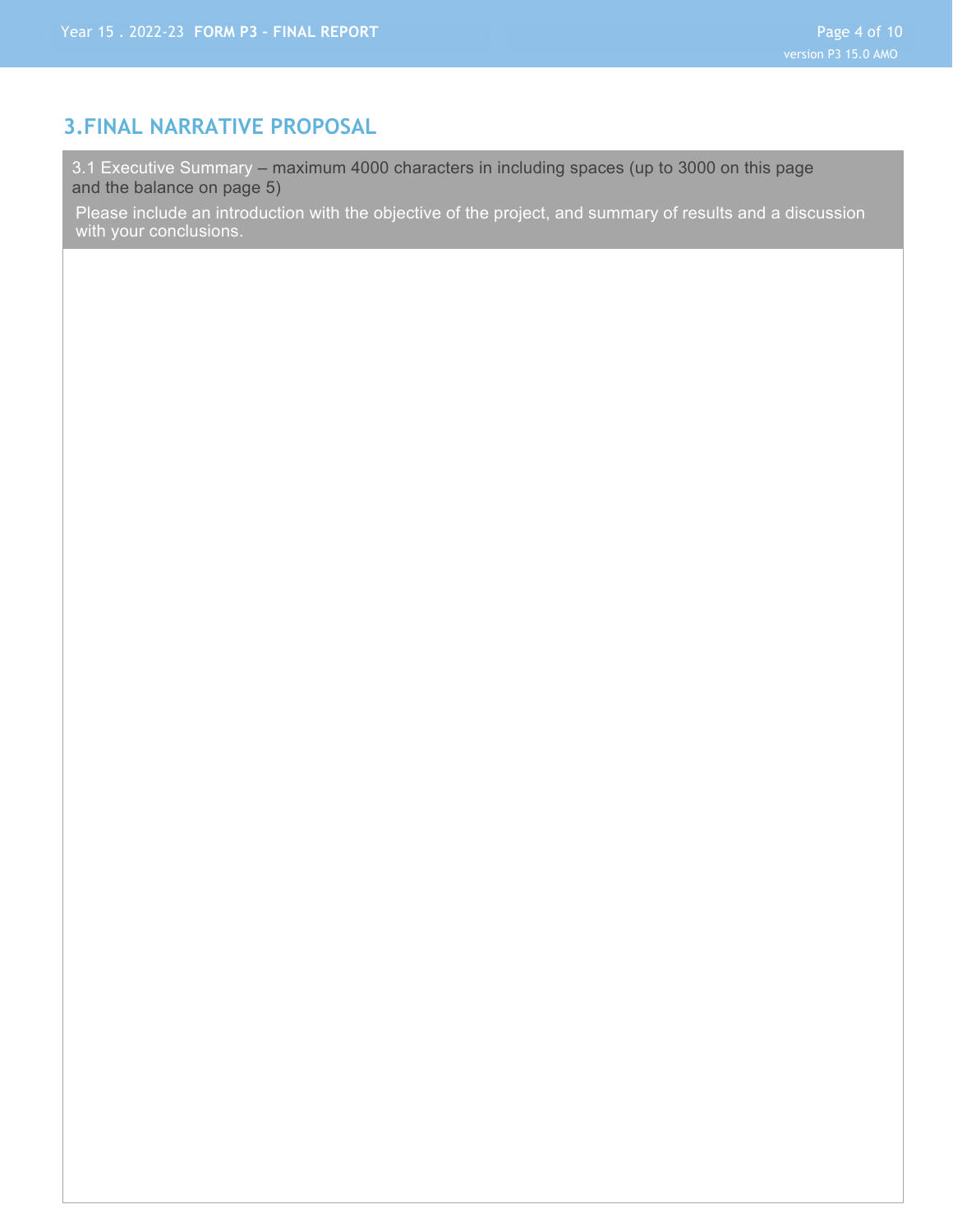## 3.FINAL NARRATIVE PROPOSAL

3.1 Executive Summary – maximum 4000 characters in including spaces (up to 3000 on this page and the balance on page 5)

Please include an introduction with the objective of the project, and summary of results and a discussion with your conclusions.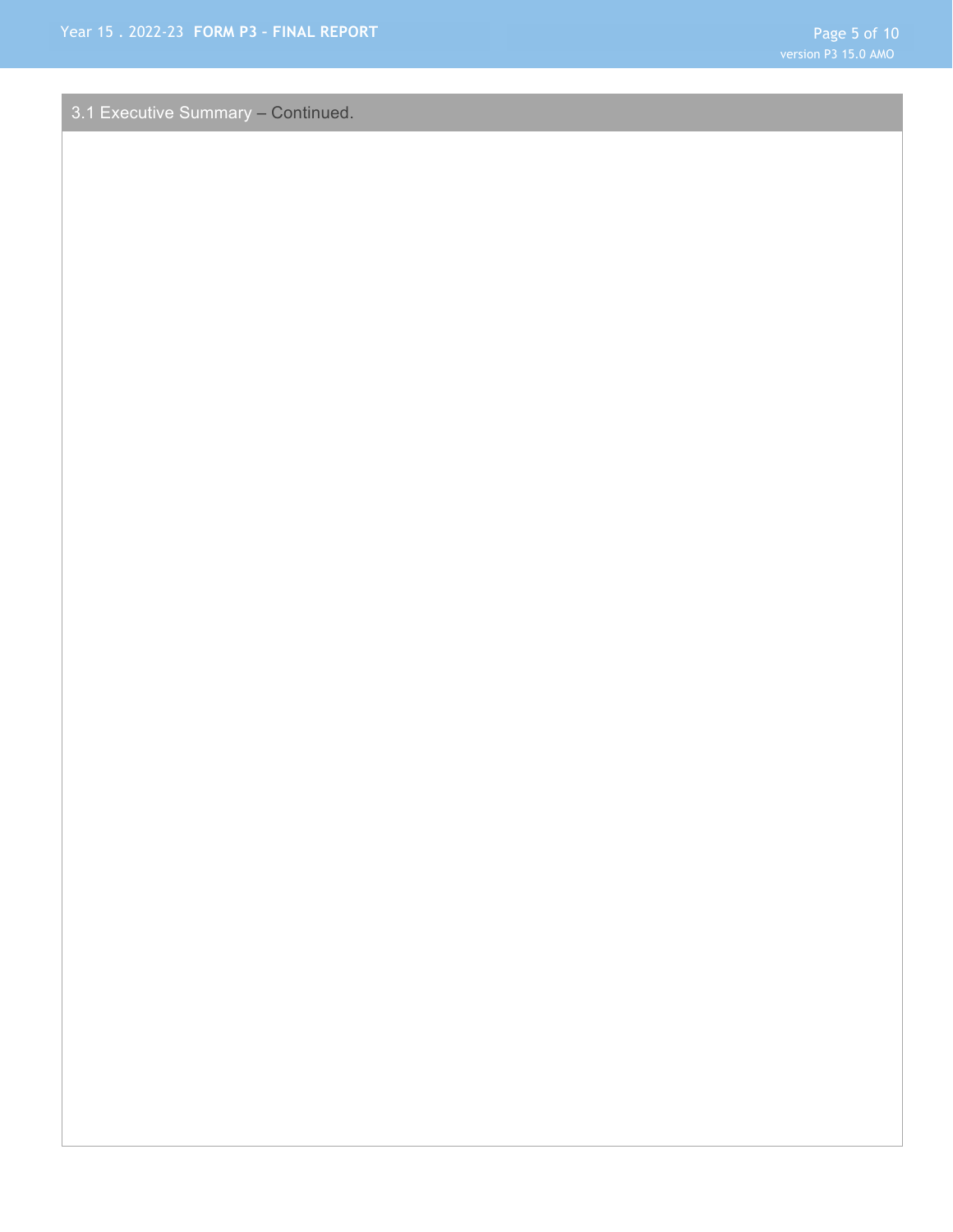## 3.1 Executive Summary – Continued.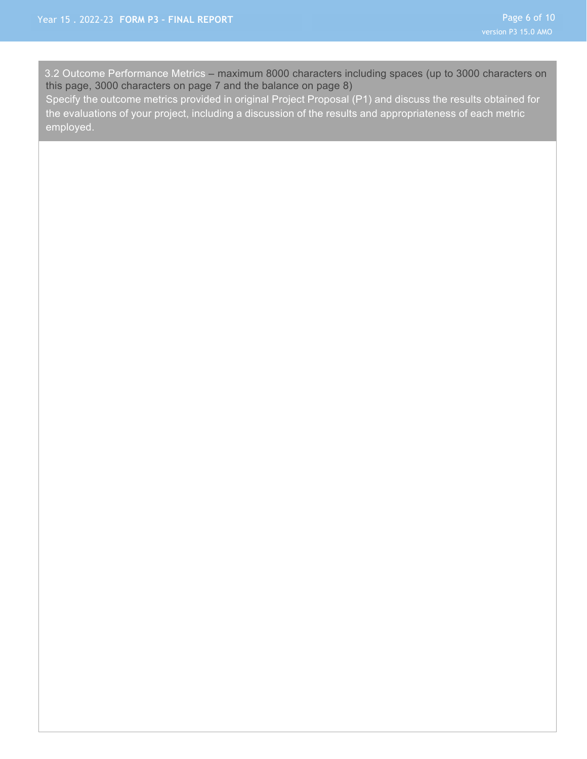3.2 Outcome Performance Metrics – maximum 8000 characters including spaces (up to 3000 characters on this page, 3000 characters on page 7 and the balance on page 8)

Specify the outcome metrics provided in original Project Proposal (P1) and discuss the results obtained for the evaluations of your project, including a discussion of the results and appropriateness of each metric employed.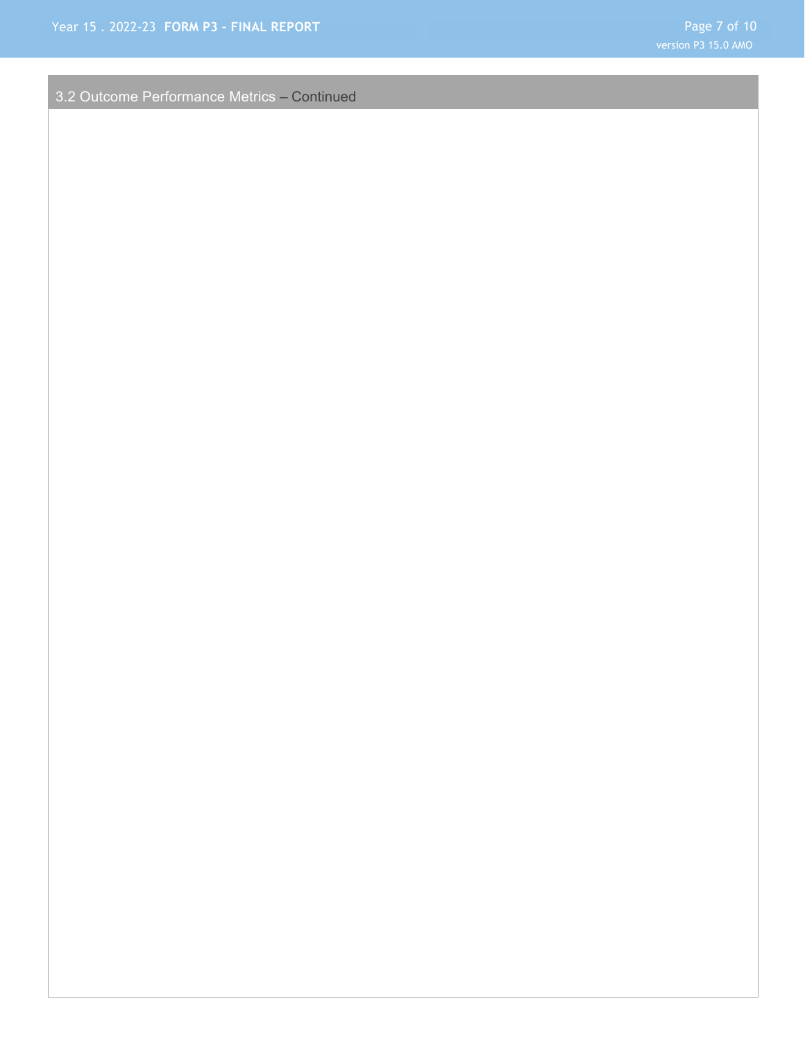## 3.2 Outcome Performance Metrics – Continued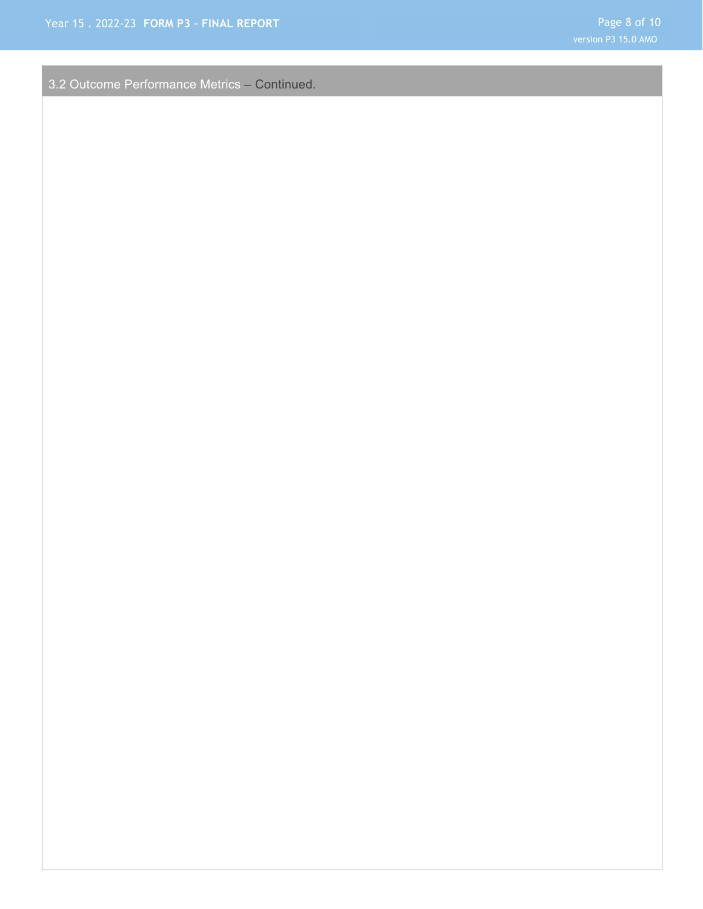## 3.2 Outcome Performance Metrics – Continued.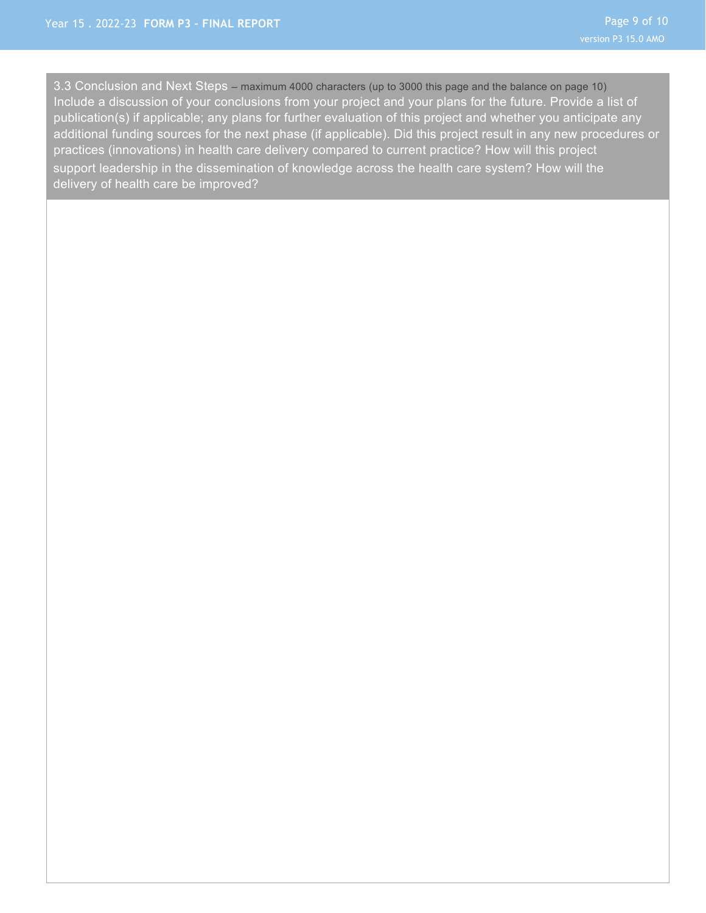### 3.3 Conclusion and Next Steps – maximum 4000 characters (up to 3000 this page and the balance on page 10)

Include a discussion of your conclusions from your project and your plans for the future. Provide a list of publication(s) if applicable; any plans for further evaluation of this project and whether you anticipate any additional funding sources for the next phase (if applicable). Did this project result in any new procedures or practices (innovations) in health care delivery compared to current practice? How will this project support leadership in the dissemination of knowledge across the health care system? How will the delivery of health care be improved?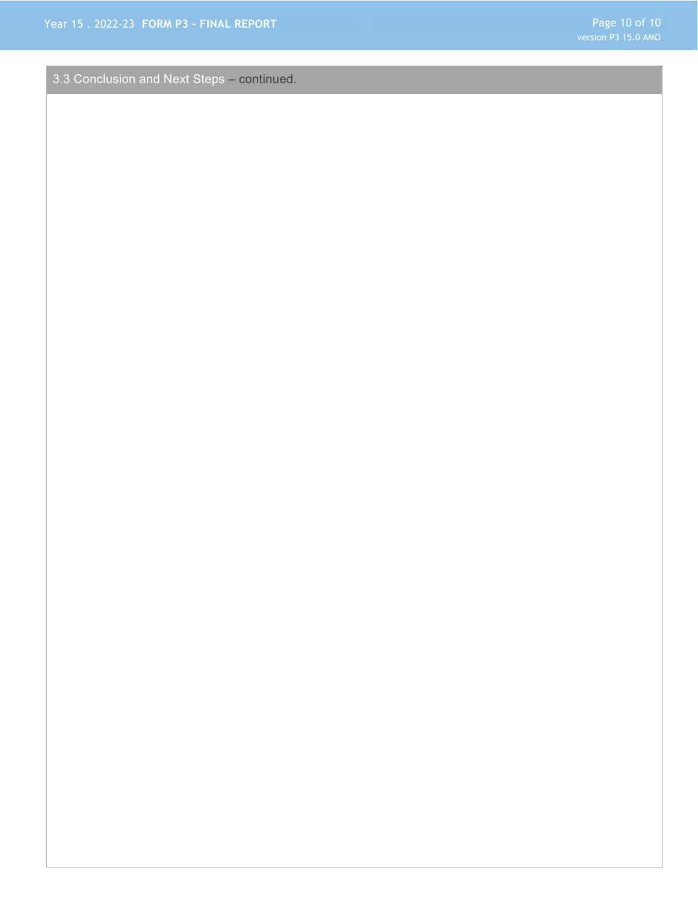### 3.3 Conclusion and Next Steps – continued.